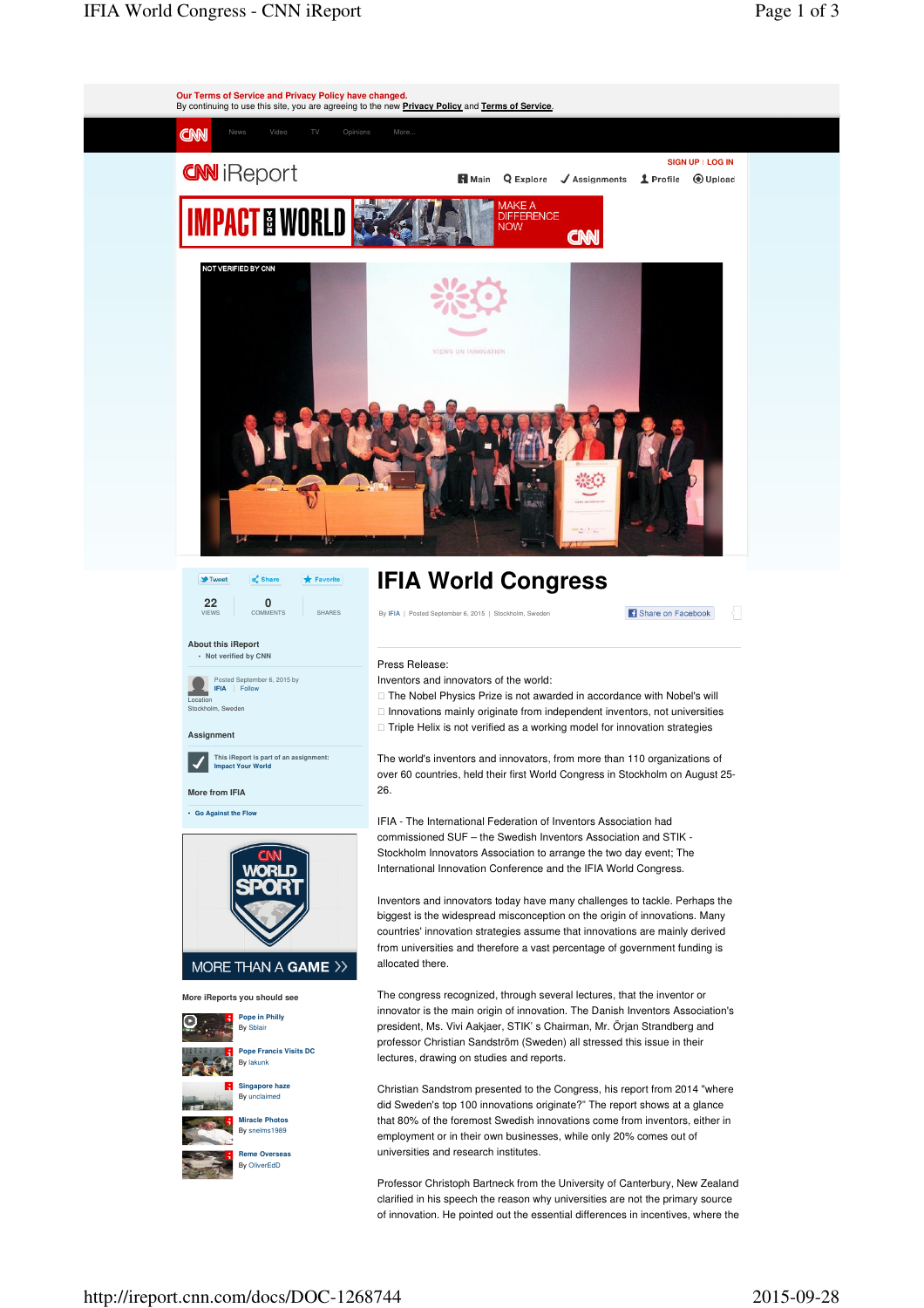Our Terms of Service and Privacy Policy have changed.
By continuing to use this site, you are agreeing to the new Privacy Policy and Terms of Service.

CNN News Video TV Opinions More...

CNN iReport

SIGN UP | LOG IN

Main Explore Assignments Profile Upload

IMPACT YOUR WORLD — MAKE A DIFFERENCE NOW — CNN

NOT VERIFIED BY CNN

Tweet Share Favorite

22 VIEWS | 0 COMMENTS | SHARES

**About this iReport**

- Not verified by CNN

Posted September 6, 2015 by IFIA | Follow

Location
Stockholm, Sweden

**Assignment**

This iReport is part of an assignment: Impact Your World

**More from IFIA**

- Go Against the Flow

CNN WORLD SPORT — MORE THAN A GAME

**More iReports you should see**

- Pope in Philly — By Sblair
- Pope Francis Visits DC — By lakunk
- Singapore haze — By unclaimed
- Miracle Photos — By snelms1989
- Reme Overseas — By OliverEdD

# IFIA World Congress

By IFIA | Posted September 6, 2015 | Stockholm, Sweden

Share on Facebook

Press Release:

Inventors and innovators of the world:

- The Nobel Physics Prize is not awarded in accordance with Nobel's will
- Innovations mainly originate from independent inventors, not universities
- Triple Helix is not verified as a working model for innovation strategies

The world's inventors and innovators, from more than 110 organizations of over 60 countries, held their first World Congress in Stockholm on August 25-26.

IFIA - The International Federation of Inventors Association had commissioned SUF – the Swedish Inventors Association and STIK - Stockholm Innovators Association to arrange the two day event; The International Innovation Conference and the IFIA World Congress.

Inventors and innovators today have many challenges to tackle. Perhaps the biggest is the widespread misconception on the origin of innovations. Many countries' innovation strategies assume that innovations are mainly derived from universities and therefore a vast percentage of government funding is allocated there.

The congress recognized, through several lectures, that the inventor or innovator is the main origin of innovation. The Danish Inventors Association's president, Ms. Vivi Aakjaer, STIK' s Chairman, Mr. Örjan Strandberg and professor Christian Sandström (Sweden) all stressed this issue in their lectures, drawing on studies and reports.

Christian Sandstrom presented to the Congress, his report from 2014 "where did Sweden's top 100 innovations originate?" The report shows at a glance that 80% of the foremost Swedish innovations come from inventors, either in employment or in their own businesses, while only 20% comes out of universities and research institutes.

Professor Christoph Bartneck from the University of Canterbury, New Zealand clarified in his speech the reason why universities are not the primary source of innovation. He pointed out the essential differences in incentives, where the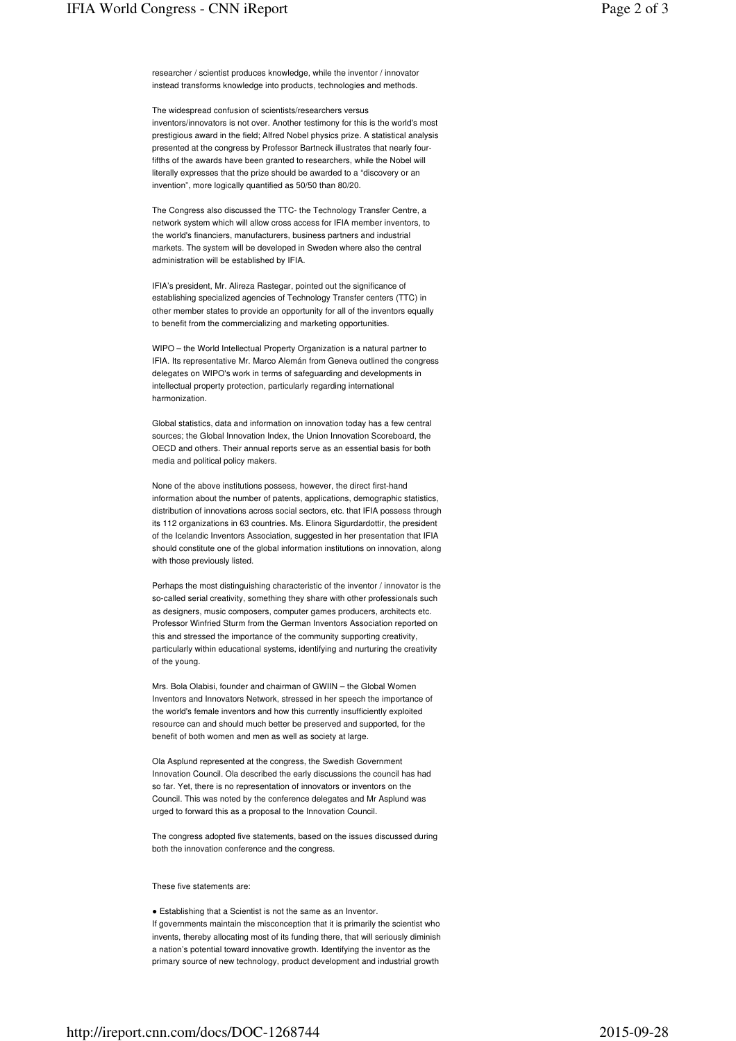researcher / scientist produces knowledge, while the inventor / innovator instead transforms knowledge into products, technologies and methods.

The widespread confusion of scientists/researchers versus inventors/innovators is not over. Another testimony for this is the world's most prestigious award in the field; Alfred Nobel physics prize. A statistical analysis presented at the congress by Professor Bartneck illustrates that nearly four-fifths of the awards have been granted to researchers, while the Nobel will literally expresses that the prize should be awarded to a "discovery or an invention", more logically quantified as 50/50 than 80/20.

The Congress also discussed the TTC- the Technology Transfer Centre, a network system which will allow cross access for IFIA member inventors, to the world's financiers, manufacturers, business partners and industrial markets. The system will be developed in Sweden where also the central administration will be established by IFIA.

IFIA's president, Mr. Alireza Rastegar, pointed out the significance of establishing specialized agencies of Technology Transfer centers (TTC) in other member states to provide an opportunity for all of the inventors equally to benefit from the commercializing and marketing opportunities.

WIPO – the World Intellectual Property Organization is a natural partner to IFIA. Its representative Mr. Marco Alemán from Geneva outlined the congress delegates on WIPO's work in terms of safeguarding and developments in intellectual property protection, particularly regarding international harmonization.

Global statistics, data and information on innovation today has a few central sources; the Global Innovation Index, the Union Innovation Scoreboard, the OECD and others. Their annual reports serve as an essential basis for both media and political policy makers.

None of the above institutions possess, however, the direct first-hand information about the number of patents, applications, demographic statistics, distribution of innovations across social sectors, etc. that IFIA possess through its 112 organizations in 63 countries. Ms. Elinora Sigurdardottir, the president of the Icelandic Inventors Association, suggested in her presentation that IFIA should constitute one of the global information institutions on innovation, along with those previously listed.

Perhaps the most distinguishing characteristic of the inventor / innovator is the so-called serial creativity, something they share with other professionals such as designers, music composers, computer games producers, architects etc. Professor Winfried Sturm from the German Inventors Association reported on this and stressed the importance of the community supporting creativity, particularly within educational systems, identifying and nurturing the creativity of the young.

Mrs. Bola Olabisi, founder and chairman of GWIIN – the Global Women Inventors and Innovators Network, stressed in her speech the importance of the world's female inventors and how this currently insufficiently exploited resource can and should much better be preserved and supported, for the benefit of both women and men as well as society at large.

Ola Asplund represented at the congress, the Swedish Government Innovation Council. Ola described the early discussions the council has had so far. Yet, there is no representation of innovators or inventors on the Council. This was noted by the conference delegates and Mr Asplund was urged to forward this as a proposal to the Innovation Council.

The congress adopted five statements, based on the issues discussed during both the innovation conference and the congress.

These five statements are:

- Establishing that a Scientist is not the same as an Inventor.

If governments maintain the misconception that it is primarily the scientist who invents, thereby allocating most of its funding there, that will seriously diminish a nation's potential toward innovative growth. Identifying the inventor as the primary source of new technology, product development and industrial growth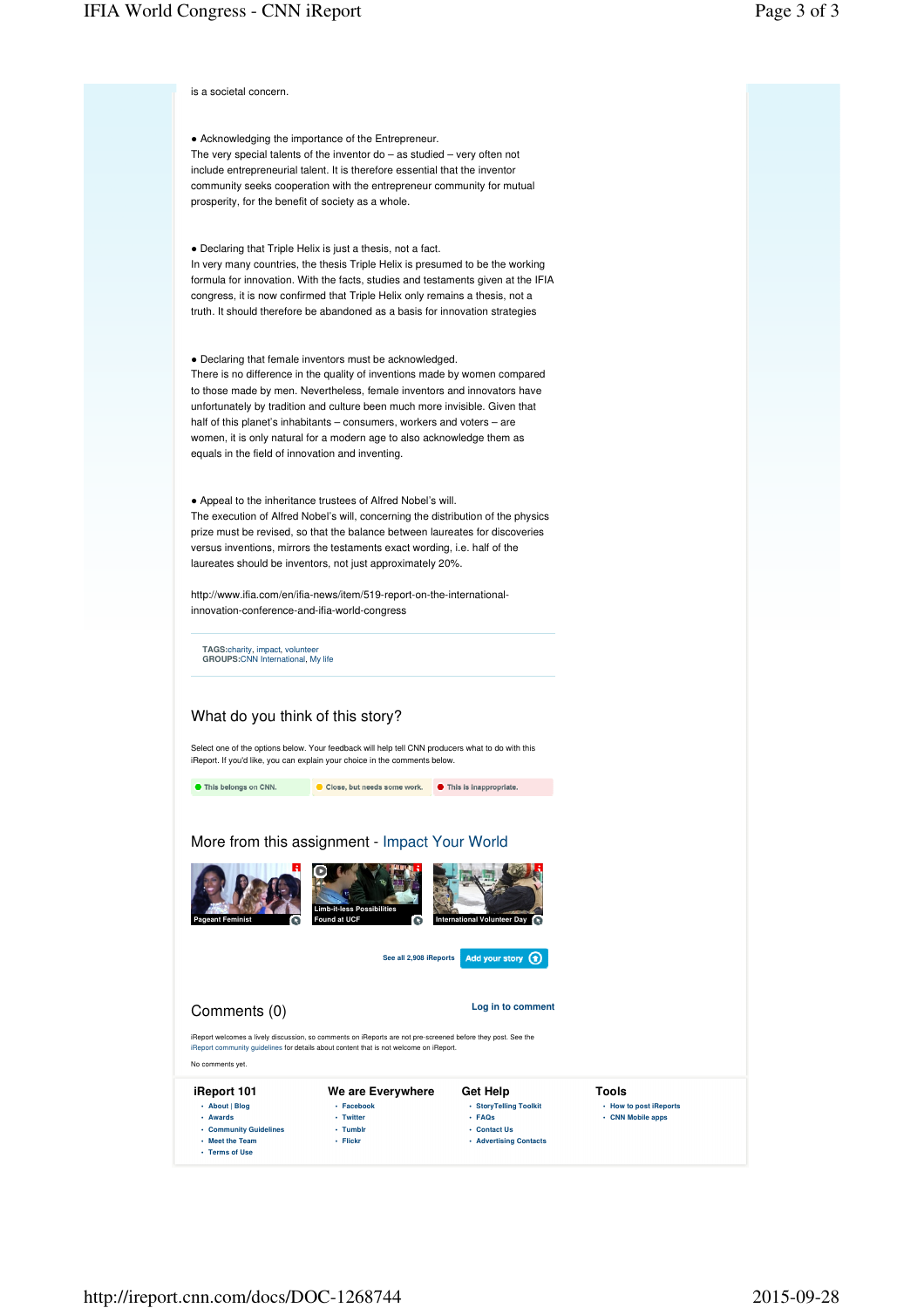is a societal concern.

● Acknowledging the importance of the Entrepreneur.
The very special talents of the inventor do – as studied – very often not include entrepreneurial talent. It is therefore essential that the inventor community seeks cooperation with the entrepreneur community for mutual prosperity, for the benefit of society as a whole.

● Declaring that Triple Helix is just a thesis, not a fact.
In very many countries, the thesis Triple Helix is presumed to be the working formula for innovation. With the facts, studies and testaments given at the IFIA congress, it is now confirmed that Triple Helix only remains a thesis, not a truth. It should therefore be abandoned as a basis for innovation strategies

● Declaring that female inventors must be acknowledged.
There is no difference in the quality of inventions made by women compared to those made by men. Nevertheless, female inventors and innovators have unfortunately by tradition and culture been much more invisible. Given that half of this planet's inhabitants – consumers, workers and voters – are women, it is only natural for a modern age to also acknowledge them as equals in the field of innovation and inventing.

● Appeal to the inheritance trustees of Alfred Nobel's will.
The execution of Alfred Nobel's will, concerning the distribution of the physics prize must be revised, so that the balance between laureates for discoveries versus inventions, mirrors the testaments exact wording, i.e. half of the laureates should be inventors, not just approximately 20%.

http://www.ifia.com/en/ifia-news/item/519-report-on-the-international-innovation-conference-and-ifia-world-congress

**TAGS:** charity, impact, volunteer
**GROUPS:** CNN International, My life

## What do you think of this story?

Select one of the options below. Your feedback will help tell CNN producers what to do with this iReport. If you'd like, you can explain your choice in the comments below.

- This belongs on CNN.
- Close, but needs some work.
- This is inappropriate.

## More from this assignment - Impact Your World

- Pageant Feminist
- Limb-it-less Possibilities Found at UCF
- International Volunteer Day

See all 2,908 iReports | Add your story

## Comments (0)

Log in to comment

iReport welcomes a lively discussion, so comments on iReports are not pre-screened before they post. See the iReport community guidelines for details about content that is not welcome on iReport.

No comments yet.

**iReport 101**
- About | Blog
- Awards
- Community Guidelines
- Meet the Team
- Terms of Use

**We are Everywhere**
- Facebook
- Twitter
- Tumblr
- Flickr

**Get Help**
- StoryTelling Toolkit
- FAQs
- Contact Us
- Advertising Contacts

**Tools**
- How to post iReports
- CNN Mobile apps